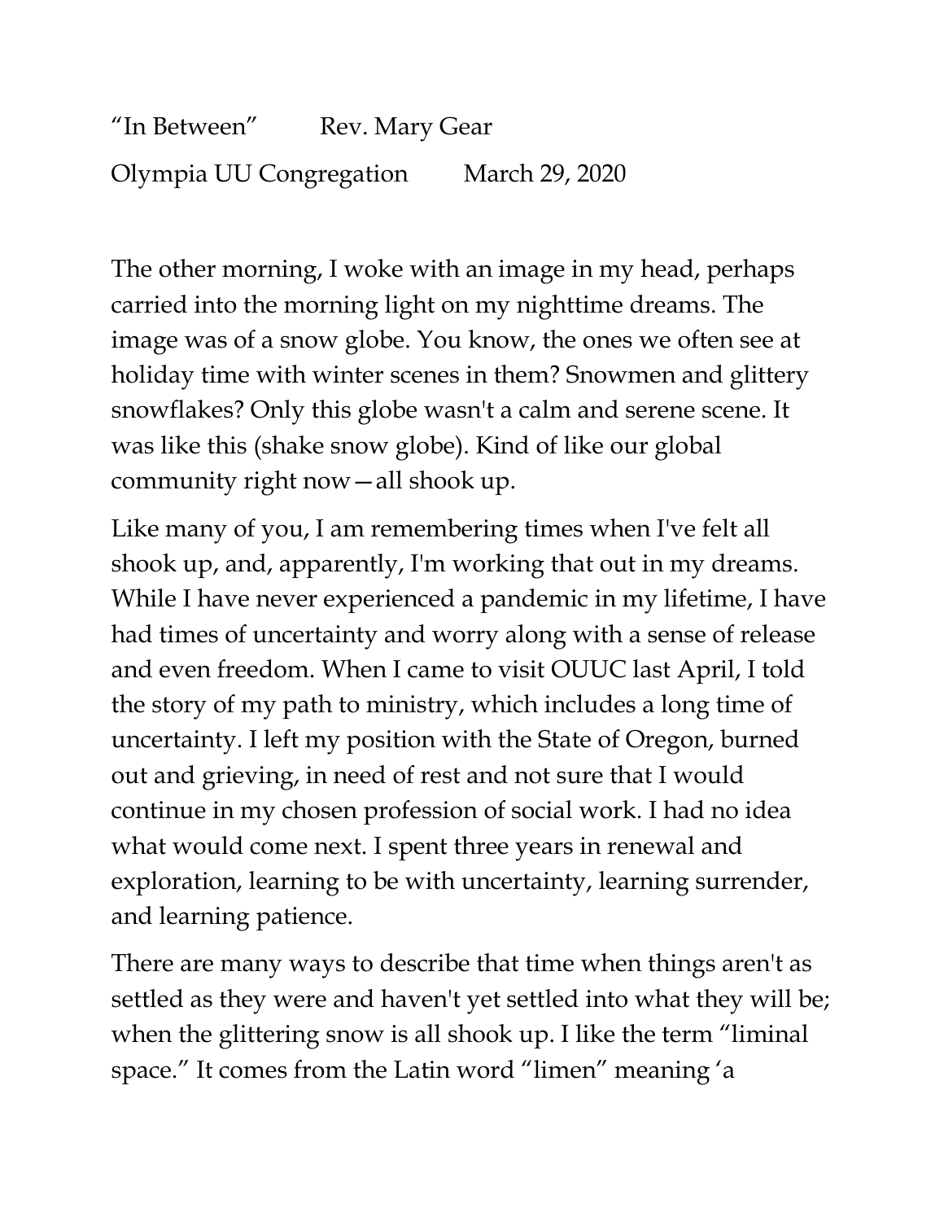"In Between" Rev. Mary Gear

Olympia UU Congregation March 29, 2020

The other morning, I woke with an image in my head, perhaps carried into the morning light on my nighttime dreams. The image was of a snow globe. You know, the ones we often see at holiday time with winter scenes in them? Snowmen and glittery snowflakes? Only this globe wasn't a calm and serene scene. It was like this (shake snow globe). Kind of like our global community right now—all shook up.

Like many of you, I am remembering times when I've felt all shook up, and, apparently, I'm working that out in my dreams. While I have never experienced a pandemic in my lifetime, I have had times of uncertainty and worry along with a sense of release and even freedom. When I came to visit OUUC last April, I told the story of my path to ministry, which includes a long time of uncertainty. I left my position with the State of Oregon, burned out and grieving, in need of rest and not sure that I would continue in my chosen profession of social work. I had no idea what would come next. I spent three years in renewal and exploration, learning to be with uncertainty, learning surrender, and learning patience.

There are many ways to describe that time when things aren't as settled as they were and haven't yet settled into what they will be; when the glittering snow is all shook up. I like the term "liminal space." It comes from the Latin word "limen" meaning 'a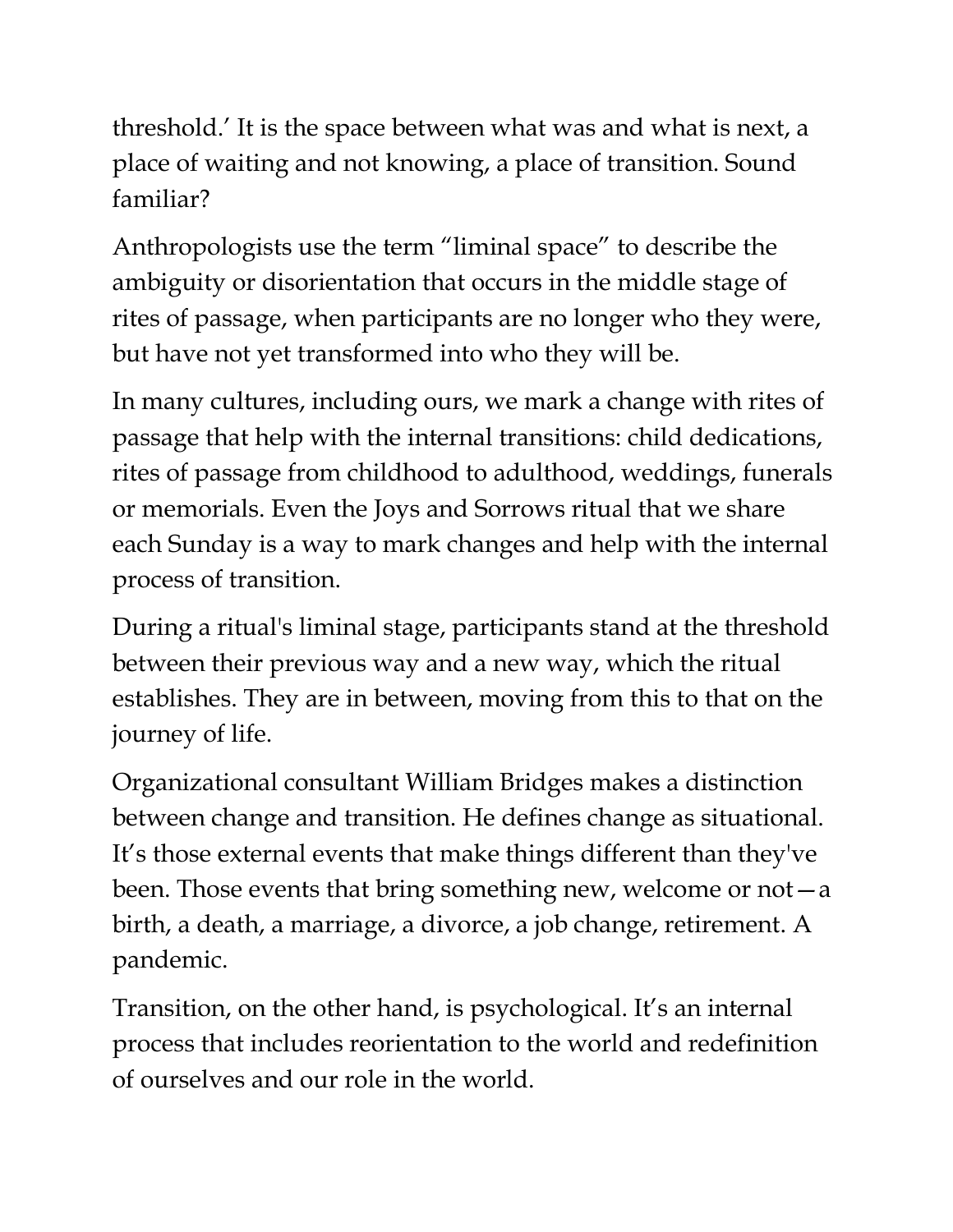threshold.' It is the space between what was and what is next, a place of waiting and not knowing, a place of transition. Sound familiar?

Anthropologists use the term "liminal space" to describe the ambiguity or disorientation that occurs in the middle stage of rites of passage, when participants are no longer who they were, but have not yet transformed into who they will be.

In many cultures, including ours, we mark a change with rites of passage that help with the internal transitions: child dedications, rites of passage from childhood to adulthood, weddings, funerals or memorials. Even the Joys and Sorrows ritual that we share each Sunday is a way to mark changes and help with the internal process of transition.

During a ritual's liminal stage, participants stand at the threshold between their previous way and a new way, which the ritual establishes. They are in between, moving from this to that on the journey of life.

Organizational consultant William Bridges makes a distinction between change and transition. He defines change as situational. It's those external events that make things different than they've been. Those events that bring something new, welcome or not—a birth, a death, a marriage, a divorce, a job change, retirement. A pandemic.

Transition, on the other hand, is psychological. It's an internal process that includes reorientation to the world and redefinition of ourselves and our role in the world.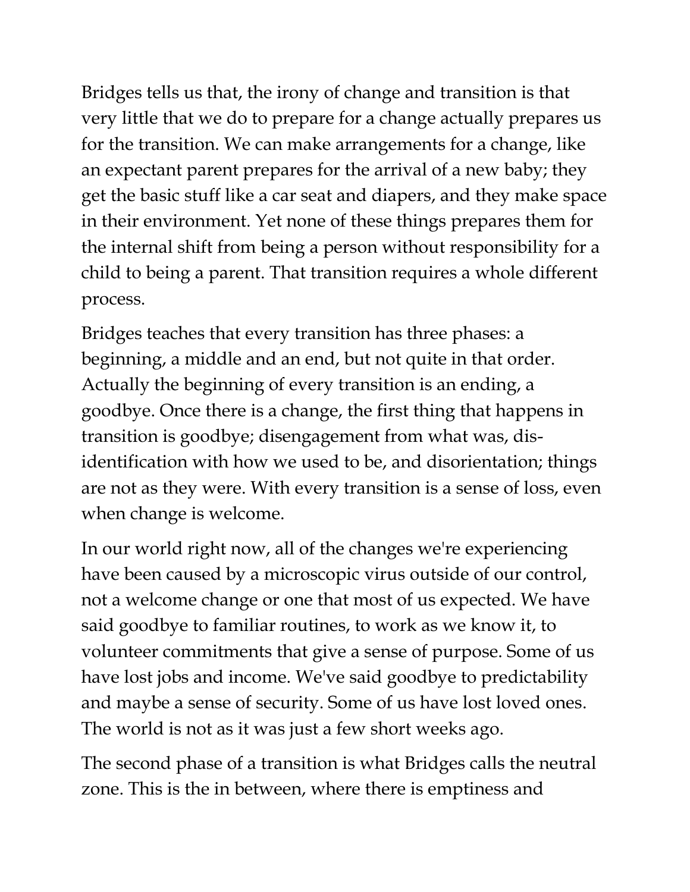Bridges tells us that, the irony of change and transition is that very little that we do to prepare for a change actually prepares us for the transition. We can make arrangements for a change, like an expectant parent prepares for the arrival of a new baby; they get the basic stuff like a car seat and diapers, and they make space in their environment. Yet none of these things prepares them for the internal shift from being a person without responsibility for a child to being a parent. That transition requires a whole different process.

Bridges teaches that every transition has three phases: a beginning, a middle and an end, but not quite in that order. Actually the beginning of every transition is an ending, a goodbye. Once there is a change, the first thing that happens in transition is goodbye; disengagement from what was, dis-identification with how we used to be, and disorientation; things are not as they were. With every transition is a sense of loss, even when change is welcome.

In our world right now, all of the changes we're experiencing have been caused by a microscopic virus outside of our control, not a welcome change or one that most of us expected. We have said goodbye to familiar routines, to work as we know it, to volunteer commitments that give a sense of purpose. Some of us have lost jobs and income. We've said goodbye to predictability and maybe a sense of security. Some of us have lost loved ones. The world is not as it was just a few short weeks ago.

The second phase of a transition is what Bridges calls the neutral zone. This is the in between, where there is emptiness and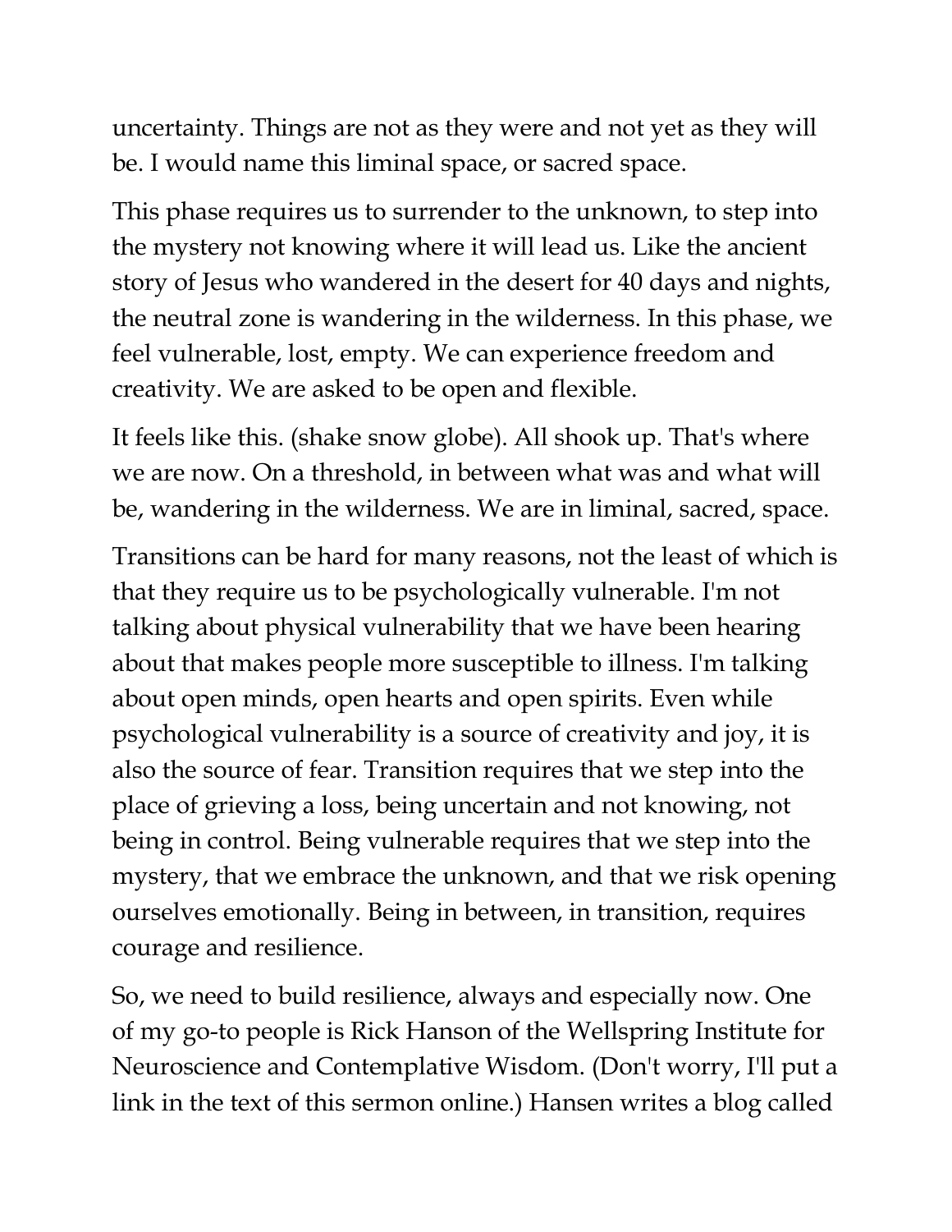uncertainty. Things are not as they were and not yet as they will be. I would name this liminal space, or sacred space.

This phase requires us to surrender to the unknown, to step into the mystery not knowing where it will lead us. Like the ancient story of Jesus who wandered in the desert for 40 days and nights, the neutral zone is wandering in the wilderness. In this phase, we feel vulnerable, lost, empty. We can experience freedom and creativity. We are asked to be open and flexible.

It feels like this. (shake snow globe). All shook up. That's where we are now. On a threshold, in between what was and what will be, wandering in the wilderness. We are in liminal, sacred, space.

Transitions can be hard for many reasons, not the least of which is that they require us to be psychologically vulnerable. I'm not talking about physical vulnerability that we have been hearing about that makes people more susceptible to illness. I'm talking about open minds, open hearts and open spirits. Even while psychological vulnerability is a source of creativity and joy, it is also the source of fear. Transition requires that we step into the place of grieving a loss, being uncertain and not knowing, not being in control. Being vulnerable requires that we step into the mystery, that we embrace the unknown, and that we risk opening ourselves emotionally. Being in between, in transition, requires courage and resilience.

So, we need to build resilience, always and especially now. One of my go-to people is Rick Hanson of the Wellspring Institute for Neuroscience and Contemplative Wisdom. (Don't worry, I'll put a link in the text of this sermon online.) Hansen writes a blog called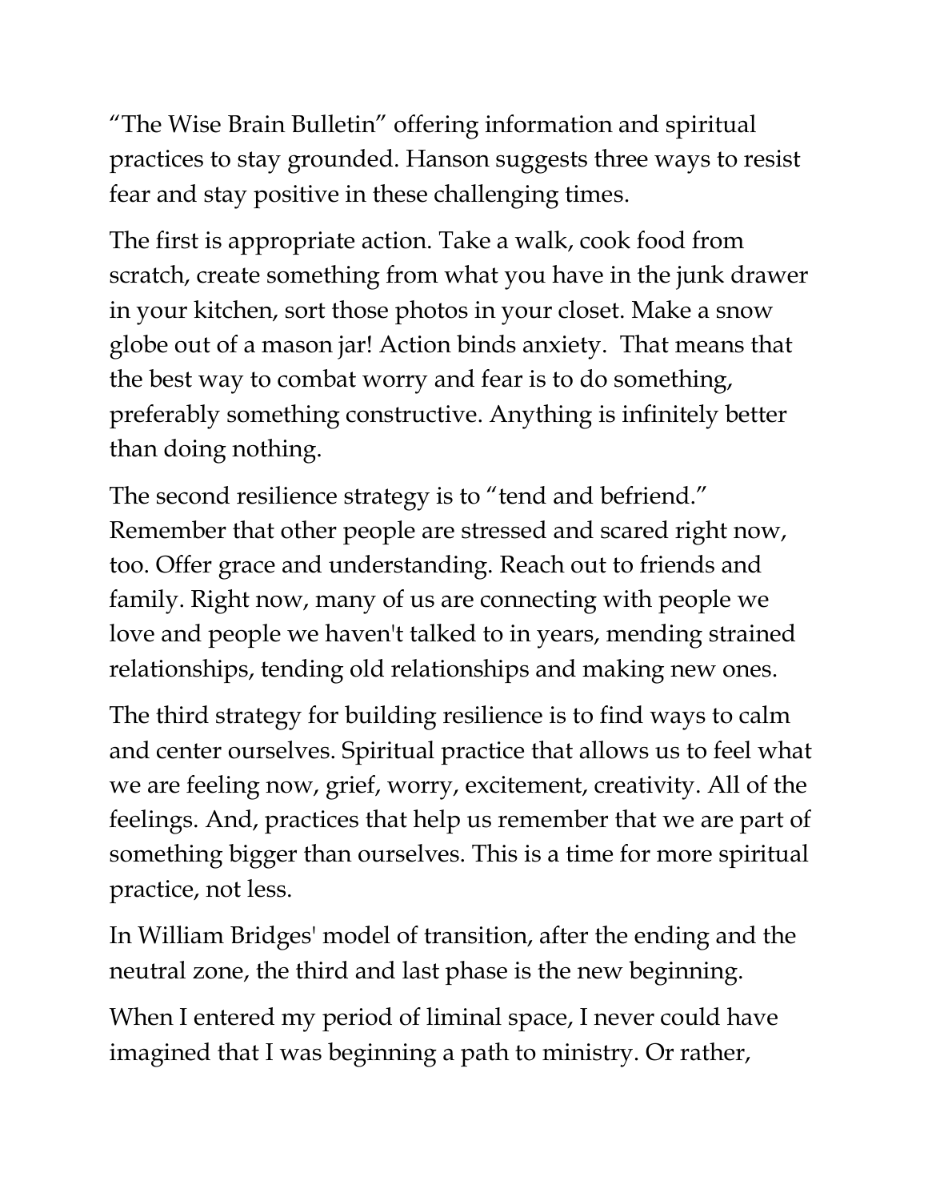"The Wise Brain Bulletin" offering information and spiritual practices to stay grounded. Hanson suggests three ways to resist fear and stay positive in these challenging times.

The first is appropriate action. Take a walk, cook food from scratch, create something from what you have in the junk drawer in your kitchen, sort those photos in your closet. Make a snow globe out of a mason jar! Action binds anxiety.  That means that the best way to combat worry and fear is to do something, preferably something constructive. Anything is infinitely better than doing nothing.

The second resilience strategy is to "tend and befriend." Remember that other people are stressed and scared right now, too. Offer grace and understanding. Reach out to friends and family. Right now, many of us are connecting with people we love and people we haven't talked to in years, mending strained relationships, tending old relationships and making new ones.

The third strategy for building resilience is to find ways to calm and center ourselves. Spiritual practice that allows us to feel what we are feeling now, grief, worry, excitement, creativity. All of the feelings. And, practices that help us remember that we are part of something bigger than ourselves. This is a time for more spiritual practice, not less.

In William Bridges' model of transition, after the ending and the neutral zone, the third and last phase is the new beginning.

When I entered my period of liminal space, I never could have imagined that I was beginning a path to ministry. Or rather,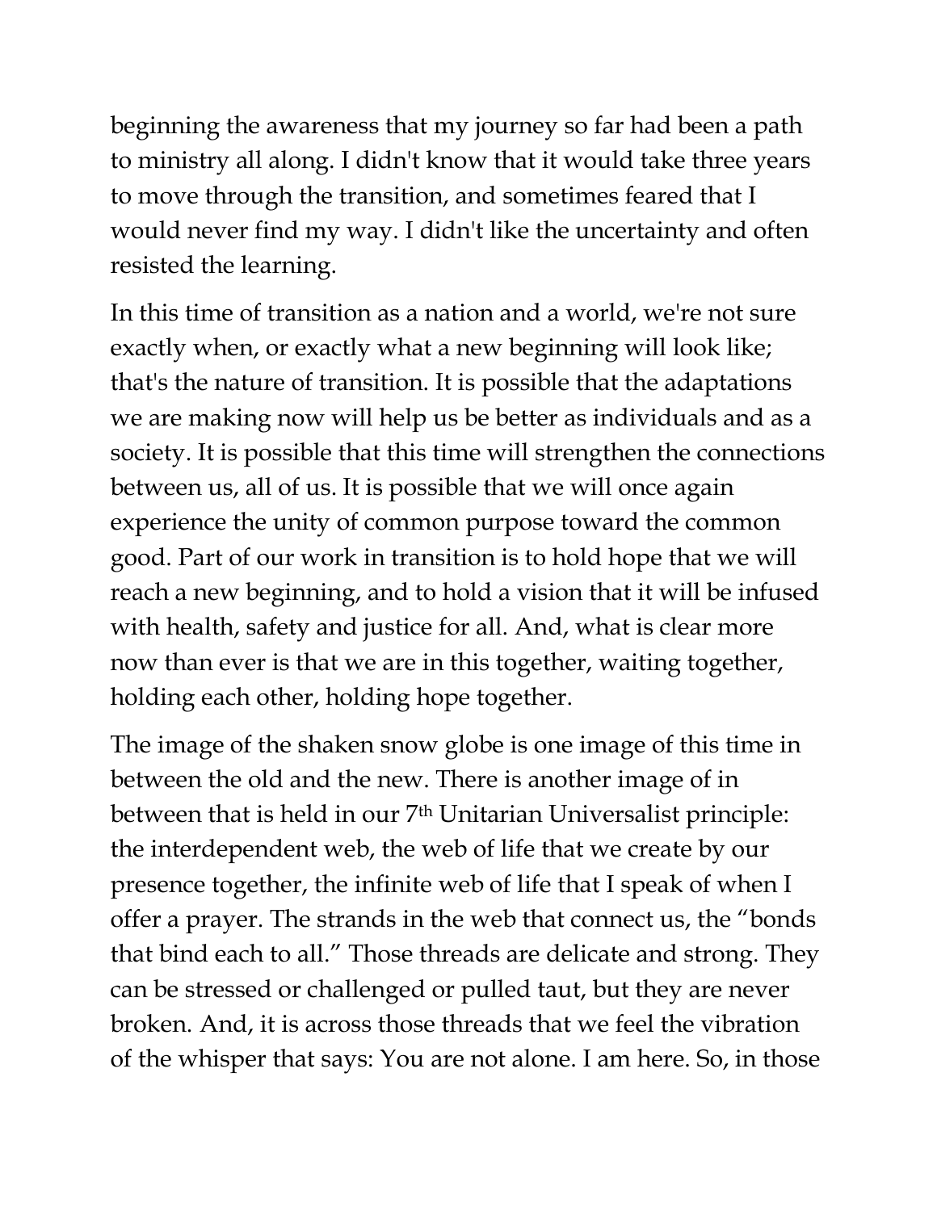beginning the awareness that my journey so far had been a path to ministry all along. I didn't know that it would take three years to move through the transition, and sometimes feared that I would never find my way. I didn't like the uncertainty and often resisted the learning.

In this time of transition as a nation and a world, we're not sure exactly when, or exactly what a new beginning will look like; that's the nature of transition. It is possible that the adaptations we are making now will help us be better as individuals and as a society. It is possible that this time will strengthen the connections between us, all of us. It is possible that we will once again experience the unity of common purpose toward the common good. Part of our work in transition is to hold hope that we will reach a new beginning, and to hold a vision that it will be infused with health, safety and justice for all. And, what is clear more now than ever is that we are in this together, waiting together, holding each other, holding hope together.

The image of the shaken snow globe is one image of this time in between the old and the new. There is another image of in between that is held in our 7th Unitarian Universalist principle: the interdependent web, the web of life that we create by our presence together, the infinite web of life that I speak of when I offer a prayer. The strands in the web that connect us, the "bonds that bind each to all." Those threads are delicate and strong. They can be stressed or challenged or pulled taut, but they are never broken. And, it is across those threads that we feel the vibration of the whisper that says: You are not alone. I am here. So, in those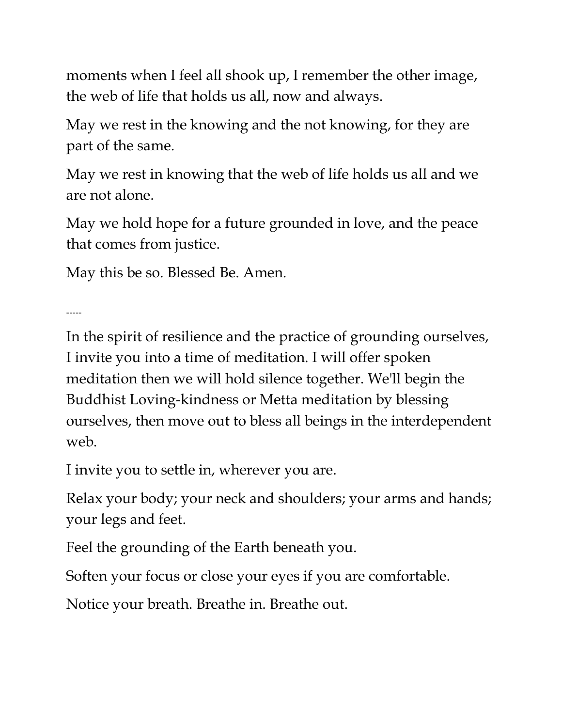moments when I feel all shook up, I remember the other image, the web of life that holds us all, now and always.

May we rest in the knowing and the not knowing, for they are part of the same.

May we rest in knowing that the web of life holds us all and we are not alone.

May we hold hope for a future grounded in love, and the peace that comes from justice.

May this be so. Blessed Be. Amen.

-----

In the spirit of resilience and the practice of grounding ourselves, I invite you into a time of meditation. I will offer spoken meditation then we will hold silence together. We'll begin the Buddhist Loving-kindness or Metta meditation by blessing ourselves, then move out to bless all beings in the interdependent web.

I invite you to settle in, wherever you are.

Relax your body; your neck and shoulders; your arms and hands; your legs and feet.

Feel the grounding of the Earth beneath you.

Soften your focus or close your eyes if you are comfortable.

Notice your breath. Breathe in. Breathe out.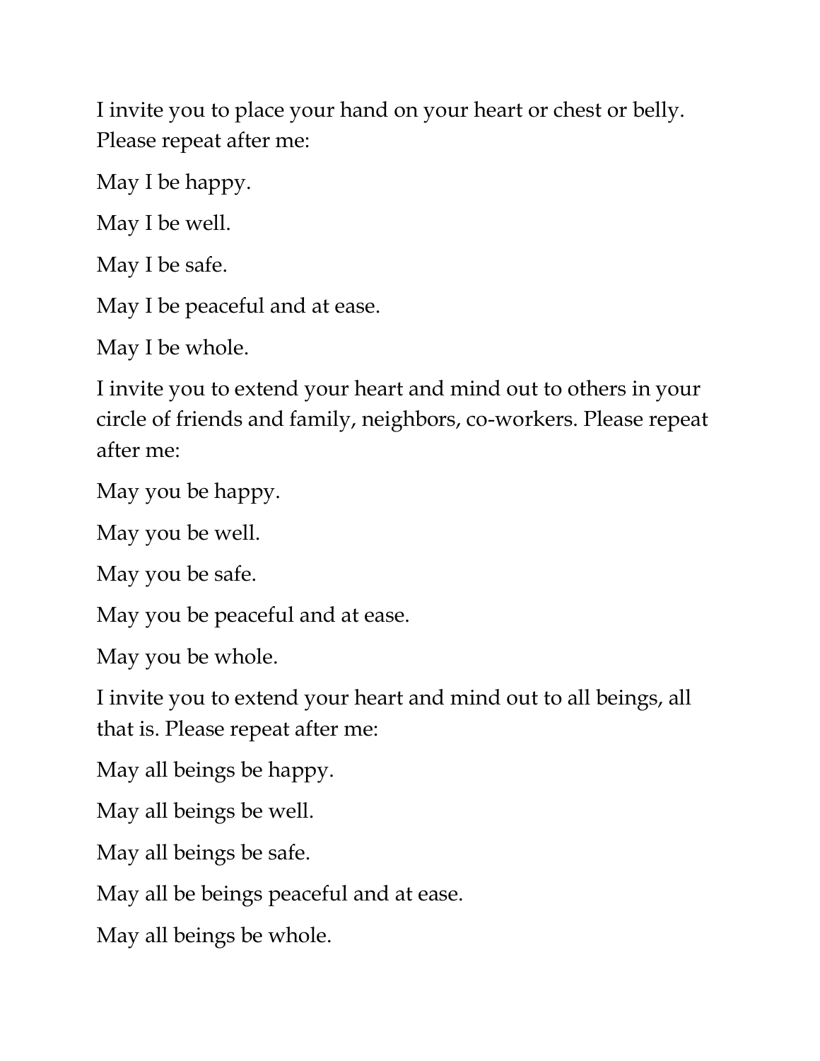I invite you to place your hand on your heart or chest or belly. Please repeat after me:

May I be happy.

May I be well.

May I be safe.

May I be peaceful and at ease.

May I be whole.

I invite you to extend your heart and mind out to others in your circle of friends and family, neighbors, co-workers. Please repeat after me:

May you be happy.

May you be well.

May you be safe.

May you be peaceful and at ease.

May you be whole.

I invite you to extend your heart and mind out to all beings, all that is. Please repeat after me:

May all beings be happy.

May all beings be well.

May all beings be safe.

May all be beings peaceful and at ease.

May all beings be whole.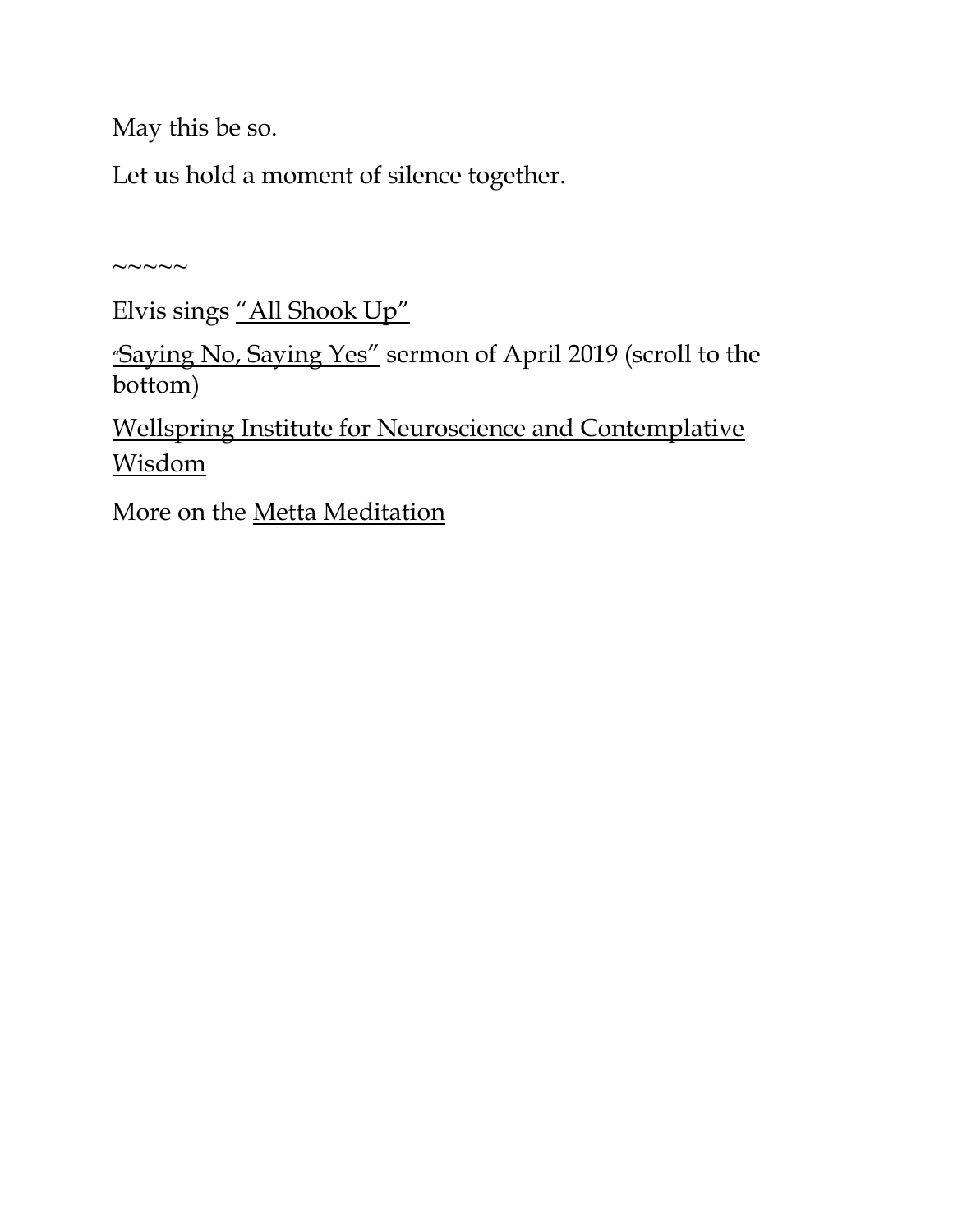May this be so.

Let us hold a moment of silence together.

~~~~~

Elvis sings "All Shook Up"

"Saying No, Saying Yes" sermon of April 2019 (scroll to the bottom)

Wellspring Institute for Neuroscience and Contemplative Wisdom

More on the Metta Meditation